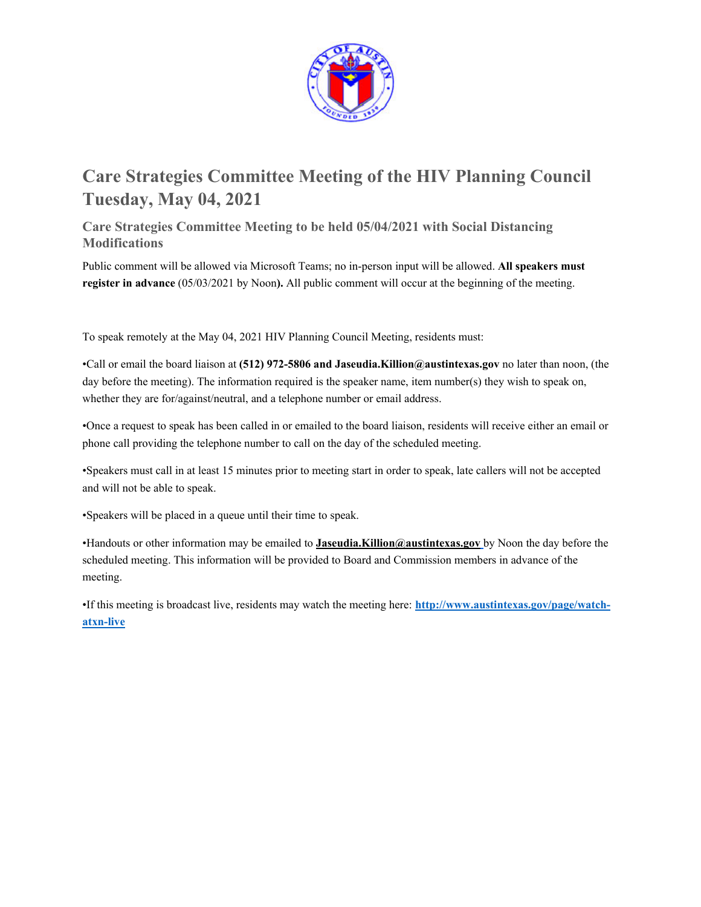# Care Strategies Committee Meeting of the HIV Planning Council Tuesday, May 04, 2021

## Care Strategies Committee Meeting to be held 05/04/2021 with Social Distancing Modifications

Public comment will be allowed via Microsoft Teams; no in-person input will be allowed. **All speakers must register in advance** (05/03/2021 by Noon**).** All public comment will occur at the beginning of the meeting.

To speak remotely at the May 04, 2021 HIV Planning Council Meeting, residents must:

•Call or email the board liaison at **(512) 972-5806 and Jaseudia.Killion@austintexas.gov** no later than noon, (the day before the meeting). The information required is the speaker name, item number(s) they wish to speak on, whether they are for/against/neutral, and a telephone number or email address.

•Once a request to speak has been called in or emailed to the board liaison, residents will receive either an email or phone call providing the telephone number to call on the day of the scheduled meeting.

•Speakers must call in at least 15 minutes prior to meeting start in order to speak, late callers will not be accepted and will not be able to speak.

•Speakers will be placed in a queue until their time to speak.

•Handouts or other information may be emailed to **Jaseudia.Killion@austintexas.gov** by Noon the day before the scheduled meeting. This information will be provided to Board and Commission members in advance of the meeting.

•If this meeting is broadcast live, residents may watch the meeting here: **http://www.austintexas.gov/page/watch-atxn-live**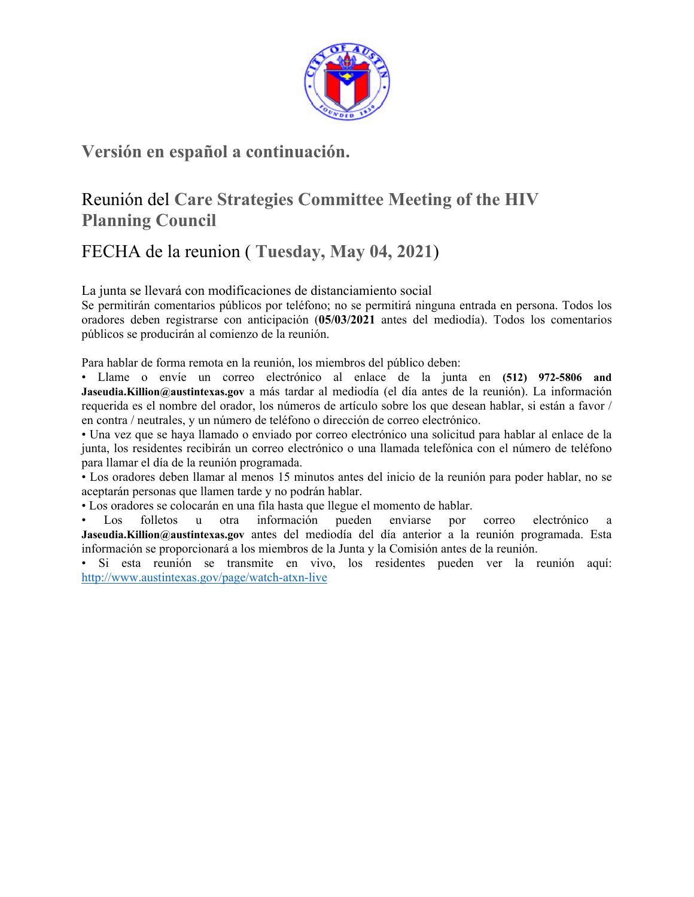## Versión en español a continuación.

## Reunión del **Care Strategies Committee Meeting of the HIV Planning Council**

## FECHA de la reunion ( **Tuesday, May 04, 2021**)

La junta se llevará con modificaciones de distanciamiento social

Se permitirán comentarios públicos por teléfono; no se permitirá ninguna entrada en persona. Todos los oradores deben registrarse con anticipación (**05/03/2021** antes del mediodía). Todos los comentarios públicos se producirán al comienzo de la reunión.

Para hablar de forma remota en la reunión, los miembros del público deben:

- Llame o envíe un correo electrónico al enlace de la junta en **(512) 972-5806 and Jaseudia.Killion@austintexas.gov** a más tardar al mediodía (el día antes de la reunión). La información requerida es el nombre del orador, los números de artículo sobre los que desean hablar, si están a favor / en contra / neutrales, y un número de teléfono o dirección de correo electrónico.
- Una vez que se haya llamado o enviado por correo electrónico una solicitud para hablar al enlace de la junta, los residentes recibirán un correo electrónico o una llamada telefónica con el número de teléfono para llamar el día de la reunión programada.
- Los oradores deben llamar al menos 15 minutos antes del inicio de la reunión para poder hablar, no se aceptarán personas que llamen tarde y no podrán hablar.
- Los oradores se colocarán en una fila hasta que llegue el momento de hablar.
- Los folletos u otra información pueden enviarse por correo electrónico a **Jaseudia.Killion@austintexas.gov** antes del mediodía del día anterior a la reunión programada. Esta información se proporcionará a los miembros de la Junta y la Comisión antes de la reunión.
- Si esta reunión se transmite en vivo, los residentes pueden ver la reunión aquí: http://www.austintexas.gov/page/watch-atxn-live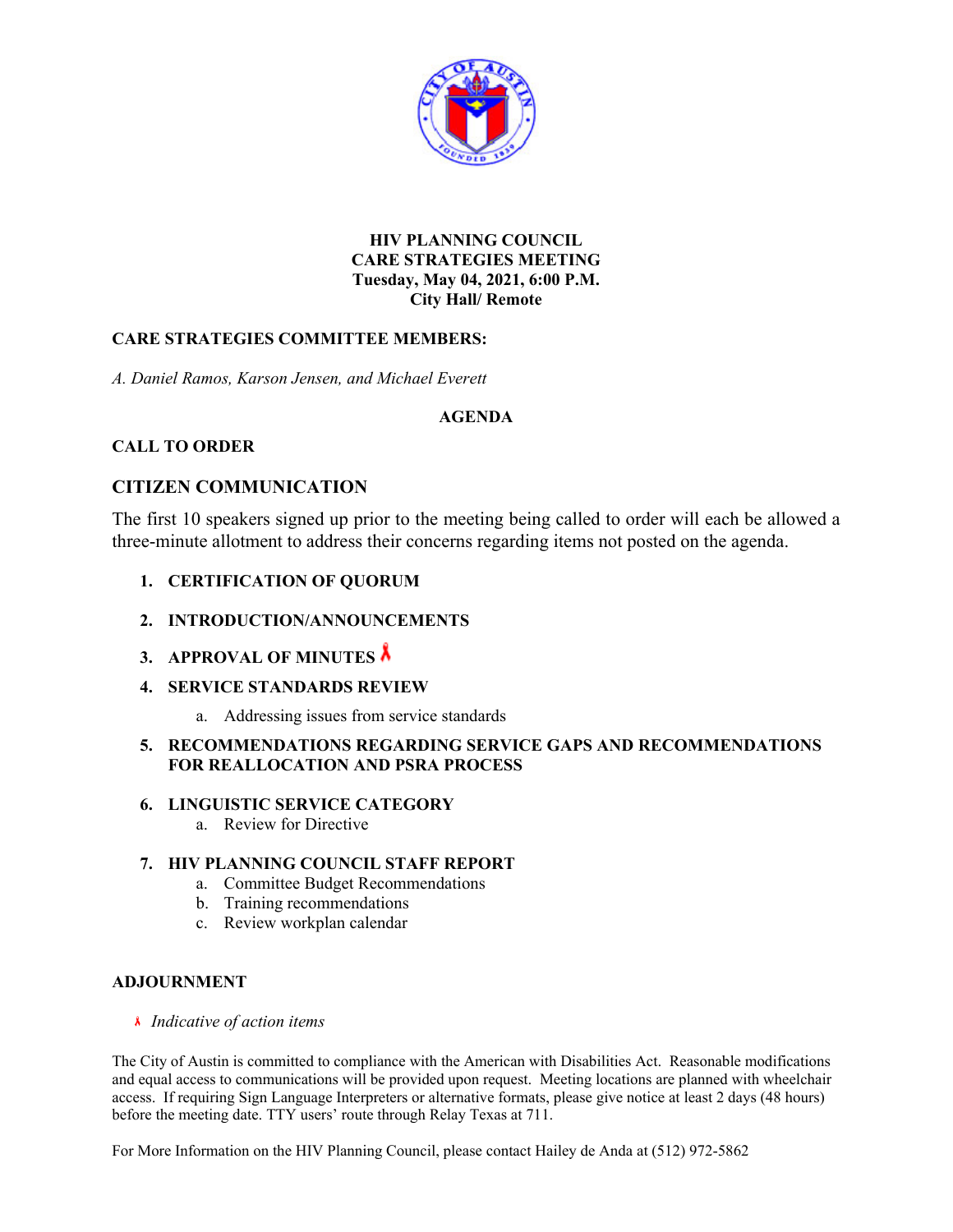**HIV PLANNING COUNCIL**
**CARE STRATEGIES MEETING**
**Tuesday, May 04, 2021, 6:00 P.M.**
**City Hall/ Remote**

**CARE STRATEGIES COMMITTEE MEMBERS:**

*A. Daniel Ramos, Karson Jensen, and Michael Everett*

**AGENDA**

**CALL TO ORDER**

## CITIZEN COMMUNICATION

The first 10 speakers signed up prior to the meeting being called to order will each be allowed a three-minute allotment to address their concerns regarding items not posted on the agenda.

1. **CERTIFICATION OF QUORUM**
2. **INTRODUCTION/ANNOUNCEMENTS**
3. **APPROVAL OF MINUTES** 🎗
4. **SERVICE STANDARDS REVIEW**
   a. Addressing issues from service standards
5. **RECOMMENDATIONS REGARDING SERVICE GAPS AND RECOMMENDATIONS FOR REALLOCATION AND PSRA PROCESS**
6. **LINGUISTIC SERVICE CATEGORY**
   a. Review for Directive
7. **HIV PLANNING COUNCIL STAFF REPORT**
   a. Committee Budget Recommendations
   b. Training recommendations
   c. Review workplan calendar

**ADJOURNMENT**

🎗 *Indicative of action items*

The City of Austin is committed to compliance with the American with Disabilities Act. Reasonable modifications and equal access to communications will be provided upon request. Meeting locations are planned with wheelchair access. If requiring Sign Language Interpreters or alternative formats, please give notice at least 2 days (48 hours) before the meeting date. TTY users' route through Relay Texas at 711.

For More Information on the HIV Planning Council, please contact Hailey de Anda at (512) 972-5862